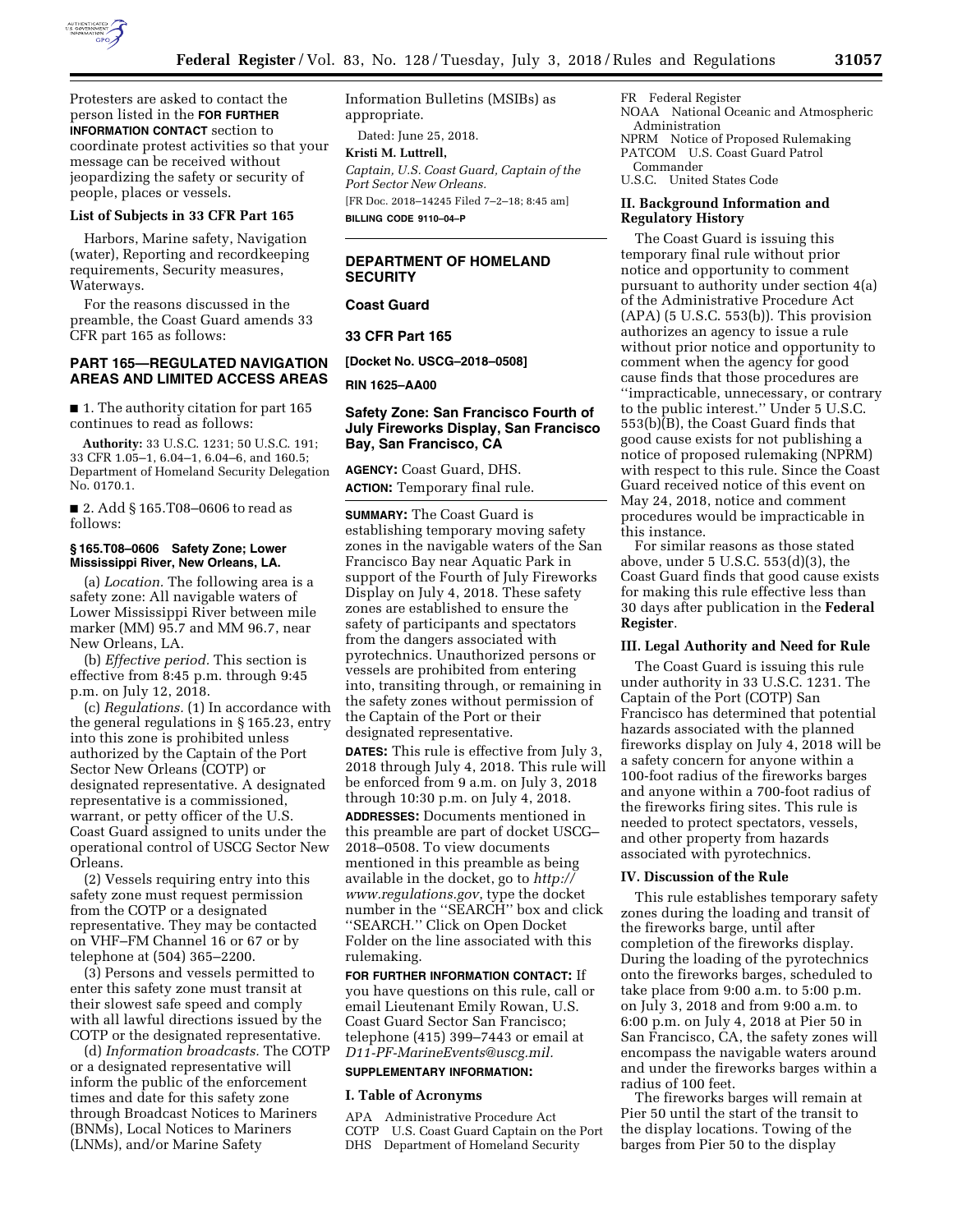Protesters are asked to contact the person listed in the **FOR FURTHER INFORMATION CONTACT** section to coordinate protest activities so that your message can be received without jeopardizing the safety or security of people, places or vessels.

### List of Subjects in 33 CFR Part 165

Harbors, Marine safety, Navigation (water), Reporting and recordkeeping requirements, Security measures, Waterways.

For the reasons discussed in the preamble, the Coast Guard amends 33 CFR part 165 as follows:

## PART 165—REGULATED NAVIGATION AREAS AND LIMITED ACCESS AREAS

■ 1. The authority citation for part 165 continues to read as follows:

**Authority:** 33 U.S.C. 1231; 50 U.S.C. 191; 33 CFR 1.05–1, 6.04–1, 6.04–6, and 160.5; Department of Homeland Security Delegation No. 0170.1.

■ 2. Add § 165.T08–0606 to read as follows:

#### § 165.T08–0606 Safety Zone; Lower Mississippi River, New Orleans, LA.

(a) *Location.* The following area is a safety zone: All navigable waters of Lower Mississippi River between mile marker (MM) 95.7 and MM 96.7, near New Orleans, LA.

(b) *Effective period.* This section is effective from 8:45 p.m. through 9:45 p.m. on July 12, 2018.

(c) *Regulations.* (1) In accordance with the general regulations in § 165.23, entry into this zone is prohibited unless authorized by the Captain of the Port Sector New Orleans (COTP) or designated representative. A designated representative is a commissioned, warrant, or petty officer of the U.S. Coast Guard assigned to units under the operational control of USCG Sector New Orleans.

(2) Vessels requiring entry into this safety zone must request permission from the COTP or a designated representative. They may be contacted on VHF–FM Channel 16 or 67 or by telephone at (504) 365–2200.

(3) Persons and vessels permitted to enter this safety zone must transit at their slowest safe speed and comply with all lawful directions issued by the COTP or the designated representative.

(d) *Information broadcasts.* The COTP or a designated representative will inform the public of the enforcement times and date for this safety zone through Broadcast Notices to Mariners (BNMs), Local Notices to Mariners (LNMs), and/or Marine Safety Information Bulletins (MSIBs) as appropriate.

Dated: June 25, 2018.

**Kristi M. Luttrell,**

*Captain, U.S. Coast Guard, Captain of the Port Sector New Orleans.*

[FR Doc. 2018–14245 Filed 7–2–18; 8:45 am]

**BILLING CODE 9110–04–P**

---

## DEPARTMENT OF HOMELAND SECURITY

### Coast Guard

### 33 CFR Part 165

**[Docket No. USCG–2018–0508]**

**RIN 1625–AA00**

## Safety Zone: San Francisco Fourth of July Fireworks Display, San Francisco Bay, San Francisco, CA

**AGENCY:** Coast Guard, DHS.

**ACTION:** Temporary final rule.

**SUMMARY:** The Coast Guard is establishing temporary moving safety zones in the navigable waters of the San Francisco Bay near Aquatic Park in support of the Fourth of July Fireworks Display on July 4, 2018. These safety zones are established to ensure the safety of participants and spectators from the dangers associated with pyrotechnics. Unauthorized persons or vessels are prohibited from entering into, transiting through, or remaining in the safety zones without permission of the Captain of the Port or their designated representative.

**DATES:** This rule is effective from July 3, 2018 through July 4, 2018. This rule will be enforced from 9 a.m. on July 3, 2018 through 10:30 p.m. on July 4, 2018.

**ADDRESSES:** Documents mentioned in this preamble are part of docket USCG–2018–0508. To view documents mentioned in this preamble as being available in the docket, go to *http://www.regulations.gov*, type the docket number in the "SEARCH" box and click "SEARCH." Click on Open Docket Folder on the line associated with this rulemaking.

**FOR FURTHER INFORMATION CONTACT:** If you have questions on this rule, call or email Lieutenant Emily Rowan, U.S. Coast Guard Sector San Francisco; telephone (415) 399–7443 or email at *D11-PF-MarineEvents@uscg.mil.*

**SUPPLEMENTARY INFORMATION:**

### I. Table of Acronyms

APA Administrative Procedure Act
COTP U.S. Coast Guard Captain on the Port
DHS Department of Homeland Security
FR Federal Register
NOAA National Oceanic and Atmospheric Administration
NPRM Notice of Proposed Rulemaking
PATCOM U.S. Coast Guard Patrol Commander
U.S.C. United States Code

### II. Background Information and Regulatory History

The Coast Guard is issuing this temporary final rule without prior notice and opportunity to comment pursuant to authority under section 4(a) of the Administrative Procedure Act (APA) (5 U.S.C. 553(b)). This provision authorizes an agency to issue a rule without prior notice and opportunity to comment when the agency for good cause finds that those procedures are "impracticable, unnecessary, or contrary to the public interest." Under 5 U.S.C. 553(b)(B), the Coast Guard finds that good cause exists for not publishing a notice of proposed rulemaking (NPRM) with respect to this rule. Since the Coast Guard received notice of this event on May 24, 2018, notice and comment procedures would be impracticable in this instance.

For similar reasons as those stated above, under 5 U.S.C. 553(d)(3), the Coast Guard finds that good cause exists for making this rule effective less than 30 days after publication in the **Federal Register**.

### III. Legal Authority and Need for Rule

The Coast Guard is issuing this rule under authority in 33 U.S.C. 1231. The Captain of the Port (COTP) San Francisco has determined that potential hazards associated with the planned fireworks display on July 4, 2018 will be a safety concern for anyone within a 100-foot radius of the fireworks barges and anyone within a 700-foot radius of the fireworks firing sites. This rule is needed to protect spectators, vessels, and other property from hazards associated with pyrotechnics.

### IV. Discussion of the Rule

This rule establishes temporary safety zones during the loading and transit of the fireworks barge, until after completion of the fireworks display. During the loading of the pyrotechnics onto the fireworks barges, scheduled to take place from 9:00 a.m. to 5:00 p.m. on July 3, 2018 and from 9:00 a.m. to 6:00 p.m. on July 4, 2018 at Pier 50 in San Francisco, CA, the safety zones will encompass the navigable waters around and under the fireworks barges within a radius of 100 feet.

The fireworks barges will remain at Pier 50 until the start of the transit to the display locations. Towing of the barges from Pier 50 to the display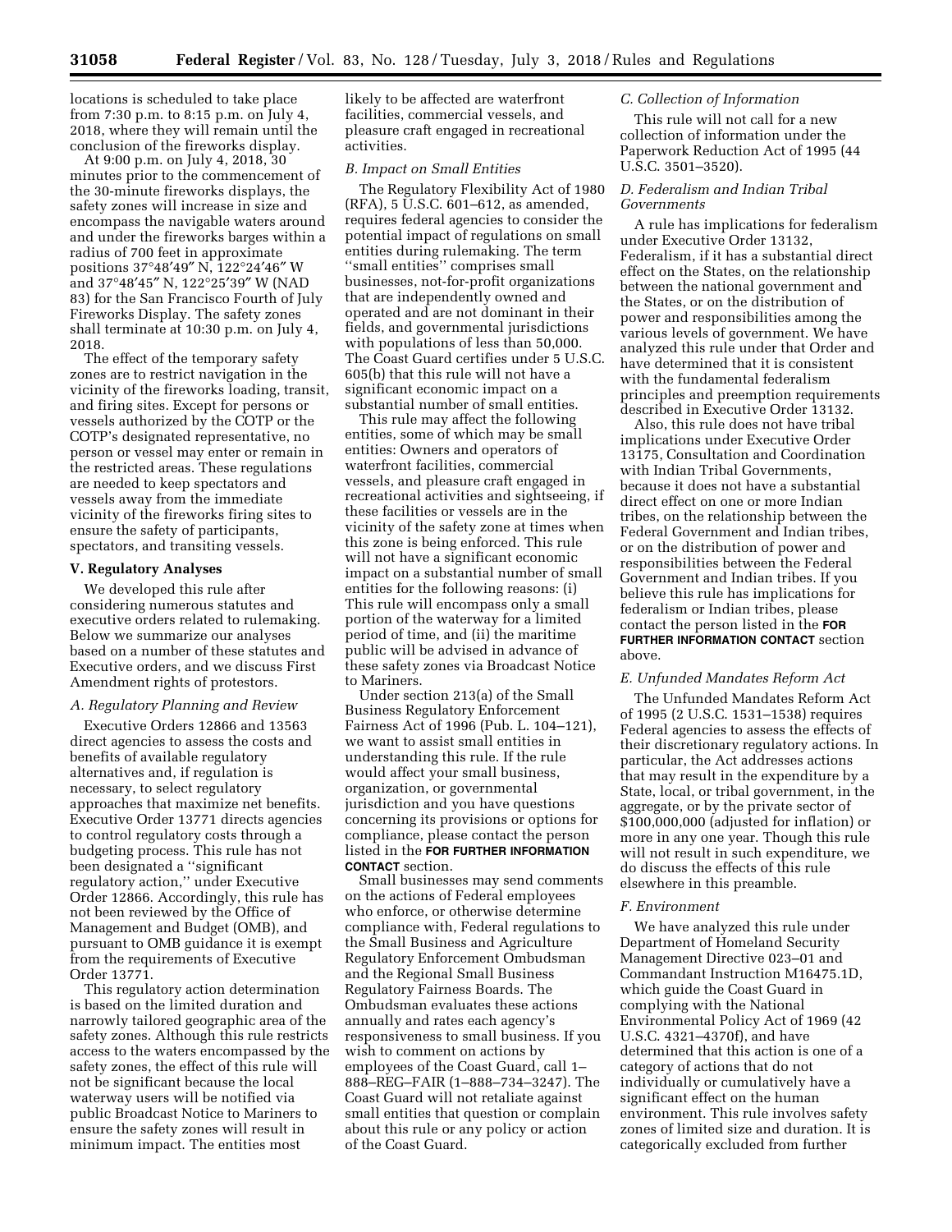locations is scheduled to take place from 7:30 p.m. to 8:15 p.m. on July 4, 2018, where they will remain until the conclusion of the fireworks display.

At 9:00 p.m. on July 4, 2018, 30 minutes prior to the commencement of the 30-minute fireworks displays, the safety zones will increase in size and encompass the navigable waters around and under the fireworks barges within a radius of 700 feet in approximate positions 37°48′49″ N, 122°24′46″ W and 37°48′45″ N, 122°25′39″ W (NAD 83) for the San Francisco Fourth of July Fireworks Display. The safety zones shall terminate at 10:30 p.m. on July 4, 2018.

The effect of the temporary safety zones are to restrict navigation in the vicinity of the fireworks loading, transit, and firing sites. Except for persons or vessels authorized by the COTP or the COTP's designated representative, no person or vessel may enter or remain in the restricted areas. These regulations are needed to keep spectators and vessels away from the immediate vicinity of the fireworks firing sites to ensure the safety of participants, spectators, and transiting vessels.

## V. Regulatory Analyses

We developed this rule after considering numerous statutes and executive orders related to rulemaking. Below we summarize our analyses based on a number of these statutes and Executive orders, and we discuss First Amendment rights of protestors.

### *A. Regulatory Planning and Review*

Executive Orders 12866 and 13563 direct agencies to assess the costs and benefits of available regulatory alternatives and, if regulation is necessary, to select regulatory approaches that maximize net benefits. Executive Order 13771 directs agencies to control regulatory costs through a budgeting process. This rule has not been designated a "significant regulatory action," under Executive Order 12866. Accordingly, this rule has not been reviewed by the Office of Management and Budget (OMB), and pursuant to OMB guidance it is exempt from the requirements of Executive Order 13771.

This regulatory action determination is based on the limited duration and narrowly tailored geographic area of the safety zones. Although this rule restricts access to the waters encompassed by the safety zones, the effect of this rule will not be significant because the local waterway users will be notified via public Broadcast Notice to Mariners to ensure the safety zones will result in minimum impact. The entities most likely to be affected are waterfront facilities, commercial vessels, and pleasure craft engaged in recreational activities.

### *B. Impact on Small Entities*

The Regulatory Flexibility Act of 1980 (RFA), 5 U.S.C. 601–612, as amended, requires federal agencies to consider the potential impact of regulations on small entities during rulemaking. The term "small entities" comprises small businesses, not-for-profit organizations that are independently owned and operated and are not dominant in their fields, and governmental jurisdictions with populations of less than 50,000. The Coast Guard certifies under 5 U.S.C. 605(b) that this rule will not have a significant economic impact on a substantial number of small entities.

This rule may affect the following entities, some of which may be small entities: Owners and operators of waterfront facilities, commercial vessels, and pleasure craft engaged in recreational activities and sightseeing, if these facilities or vessels are in the vicinity of the safety zone at times when this zone is being enforced. This rule will not have a significant economic impact on a substantial number of small entities for the following reasons: (i) This rule will encompass only a small portion of the waterway for a limited period of time, and (ii) the maritime public will be advised in advance of these safety zones via Broadcast Notice to Mariners.

Under section 213(a) of the Small Business Regulatory Enforcement Fairness Act of 1996 (Pub. L. 104–121), we want to assist small entities in understanding this rule. If the rule would affect your small business, organization, or governmental jurisdiction and you have questions concerning its provisions or options for compliance, please contact the person listed in the **FOR FURTHER INFORMATION CONTACT** section.

Small businesses may send comments on the actions of Federal employees who enforce, or otherwise determine compliance with, Federal regulations to the Small Business and Agriculture Regulatory Enforcement Ombudsman and the Regional Small Business Regulatory Fairness Boards. The Ombudsman evaluates these actions annually and rates each agency's responsiveness to small business. If you wish to comment on actions by employees of the Coast Guard, call 1–888–REG–FAIR (1–888–734–3247). The Coast Guard will not retaliate against small entities that question or complain about this rule or any policy or action of the Coast Guard.

### *C. Collection of Information*

This rule will not call for a new collection of information under the Paperwork Reduction Act of 1995 (44 U.S.C. 3501–3520).

### *D. Federalism and Indian Tribal Governments*

A rule has implications for federalism under Executive Order 13132, Federalism, if it has a substantial direct effect on the States, on the relationship between the national government and the States, or on the distribution of power and responsibilities among the various levels of government. We have analyzed this rule under that Order and have determined that it is consistent with the fundamental federalism principles and preemption requirements described in Executive Order 13132.

Also, this rule does not have tribal implications under Executive Order 13175, Consultation and Coordination with Indian Tribal Governments, because it does not have a substantial direct effect on one or more Indian tribes, on the relationship between the Federal Government and Indian tribes, or on the distribution of power and responsibilities between the Federal Government and Indian tribes. If you believe this rule has implications for federalism or Indian tribes, please contact the person listed in the **FOR FURTHER INFORMATION CONTACT** section above.

### *E. Unfunded Mandates Reform Act*

The Unfunded Mandates Reform Act of 1995 (2 U.S.C. 1531–1538) requires Federal agencies to assess the effects of their discretionary regulatory actions. In particular, the Act addresses actions that may result in the expenditure by a State, local, or tribal government, in the aggregate, or by the private sector of $100,000,000 (adjusted for inflation) or more in any one year. Though this rule will not result in such expenditure, we do discuss the effects of this rule elsewhere in this preamble.

### *F. Environment*

We have analyzed this rule under Department of Homeland Security Management Directive 023–01 and Commandant Instruction M16475.1D, which guide the Coast Guard in complying with the National Environmental Policy Act of 1969 (42 U.S.C. 4321–4370f), and have determined that this action is one of a category of actions that do not individually or cumulatively have a significant effect on the human environment. This rule involves safety zones of limited size and duration. It is categorically excluded from further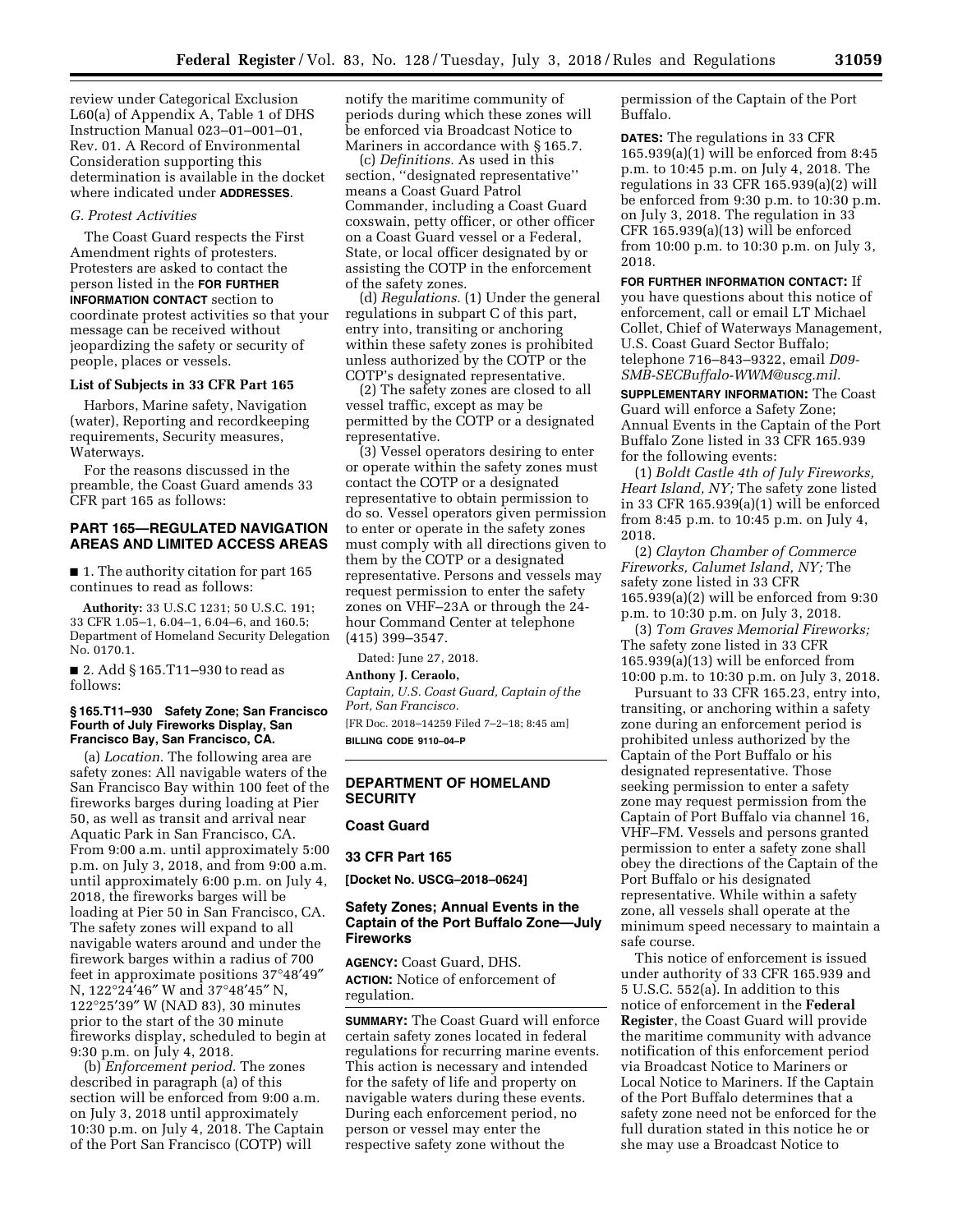review under Categorical Exclusion L60(a) of Appendix A, Table 1 of DHS Instruction Manual 023–01–001–01, Rev. 01. A Record of Environmental Consideration supporting this determination is available in the docket where indicated under **ADDRESSES**.

*G. Protest Activities*

The Coast Guard respects the First Amendment rights of protesters. Protesters are asked to contact the person listed in the **FOR FURTHER INFORMATION CONTACT** section to coordinate protest activities so that your message can be received without jeopardizing the safety or security of people, places or vessels.

**List of Subjects in 33 CFR Part 165**

Harbors, Marine safety, Navigation (water), Reporting and recordkeeping requirements, Security measures, Waterways.

For the reasons discussed in the preamble, the Coast Guard amends 33 CFR part 165 as follows:

## PART 165—REGULATED NAVIGATION AREAS AND LIMITED ACCESS AREAS

■ 1. The authority citation for part 165 continues to read as follows:

**Authority:** 33 U.S.C 1231; 50 U.S.C. 191; 33 CFR 1.05–1, 6.04–1, 6.04–6, and 160.5; Department of Homeland Security Delegation No. 0170.1.

■ 2. Add § 165.T11–930 to read as follows:

**§ 165.T11–930 Safety Zone; San Francisco Fourth of July Fireworks Display, San Francisco Bay, San Francisco, CA.**

(a) *Location.* The following area are safety zones: All navigable waters of the San Francisco Bay within 100 feet of the fireworks barges during loading at Pier 50, as well as transit and arrival near Aquatic Park in San Francisco, CA. From 9:00 a.m. until approximately 5:00 p.m. on July 3, 2018, and from 9:00 a.m. until approximately 6:00 p.m. on July 4, 2018, the fireworks barges will be loading at Pier 50 in San Francisco, CA. The safety zones will expand to all navigable waters around and under the firework barges within a radius of 700 feet in approximate positions 37°48′49″ N, 122°24′46″ W and 37°48′45″ N, 122°25′39″ W (NAD 83), 30 minutes prior to the start of the 30 minute fireworks display, scheduled to begin at 9:30 p.m. on July 4, 2018.

(b) *Enforcement period.* The zones described in paragraph (a) of this section will be enforced from 9:00 a.m. on July 3, 2018 until approximately 10:30 p.m. on July 4, 2018. The Captain of the Port San Francisco (COTP) will notify the maritime community of periods during which these zones will be enforced via Broadcast Notice to Mariners in accordance with § 165.7.

(c) *Definitions.* As used in this section, "designated representative" means a Coast Guard Patrol Commander, including a Coast Guard coxswain, petty officer, or other officer on a Coast Guard vessel or a Federal, State, or local officer designated by or assisting the COTP in the enforcement of the safety zones.

(d) *Regulations.* (1) Under the general regulations in subpart C of this part, entry into, transiting or anchoring within these safety zones is prohibited unless authorized by the COTP or the COTP's designated representative.

(2) The safety zones are closed to all vessel traffic, except as may be permitted by the COTP or a designated representative.

(3) Vessel operators desiring to enter or operate within the safety zones must contact the COTP or a designated representative to obtain permission to do so. Vessel operators given permission to enter or operate in the safety zones must comply with all directions given to them by the COTP or a designated representative. Persons and vessels may request permission to enter the safety zones on VHF–23A or through the 24-hour Command Center at telephone (415) 399–3547.

Dated: June 27, 2018.

**Anthony J. Ceraolo,**

*Captain, U.S. Coast Guard, Captain of the Port, San Francisco.*

[FR Doc. 2018–14259 Filed 7–2–18; 8:45 am]

**BILLING CODE 9110–04–P**

## DEPARTMENT OF HOMELAND SECURITY

### Coast Guard

### 33 CFR Part 165

**[Docket No. USCG–2018–0624]**

### Safety Zones; Annual Events in the Captain of the Port Buffalo Zone—July Fireworks

**AGENCY:** Coast Guard, DHS.

**ACTION:** Notice of enforcement of regulation.

**SUMMARY:** The Coast Guard will enforce certain safety zones located in federal regulations for recurring marine events. This action is necessary and intended for the safety of life and property on navigable waters during these events. During each enforcement period, no person or vessel may enter the respective safety zone without the permission of the Captain of the Port Buffalo.

**DATES:** The regulations in 33 CFR 165.939(a)(1) will be enforced from 8:45 p.m. to 10:45 p.m. on July 4, 2018. The regulations in 33 CFR 165.939(a)(2) will be enforced from 9:30 p.m. to 10:30 p.m. on July 3, 2018. The regulation in 33 CFR 165.939(a)(13) will be enforced from 10:00 p.m. to 10:30 p.m. on July 3, 2018.

**FOR FURTHER INFORMATION CONTACT:** If you have questions about this notice of enforcement, call or email LT Michael Collet, Chief of Waterways Management, U.S. Coast Guard Sector Buffalo; telephone 716–843–9322, email *D09-SMB-SECBuffalo-WWM@uscg.mil.*

**SUPPLEMENTARY INFORMATION:** The Coast Guard will enforce a Safety Zone; Annual Events in the Captain of the Port Buffalo Zone listed in 33 CFR 165.939 for the following events:

(1) *Boldt Castle 4th of July Fireworks, Heart Island, NY;* The safety zone listed in 33 CFR 165.939(a)(1) will be enforced from 8:45 p.m. to 10:45 p.m. on July 4, 2018.

(2) *Clayton Chamber of Commerce Fireworks, Calumet Island, NY;* The safety zone listed in 33 CFR 165.939(a)(2) will be enforced from 9:30 p.m. to 10:30 p.m. on July 3, 2018.

(3) *Tom Graves Memorial Fireworks;* The safety zone listed in 33 CFR 165.939(a)(13) will be enforced from 10:00 p.m. to 10:30 p.m. on July 3, 2018.

Pursuant to 33 CFR 165.23, entry into, transiting, or anchoring within a safety zone during an enforcement period is prohibited unless authorized by the Captain of the Port Buffalo or his designated representative. Those seeking permission to enter a safety zone may request permission from the Captain of Port Buffalo via channel 16, VHF–FM. Vessels and persons granted permission to enter a safety zone shall obey the directions of the Captain of the Port Buffalo or his designated representative. While within a safety zone, all vessels shall operate at the minimum speed necessary to maintain a safe course.

This notice of enforcement is issued under authority of 33 CFR 165.939 and 5 U.S.C. 552(a). In addition to this notice of enforcement in the **Federal Register**, the Coast Guard will provide the maritime community with advance notification of this enforcement period via Broadcast Notice to Mariners or Local Notice to Mariners. If the Captain of the Port Buffalo determines that a safety zone need not be enforced for the full duration stated in this notice he or she may use a Broadcast Notice to